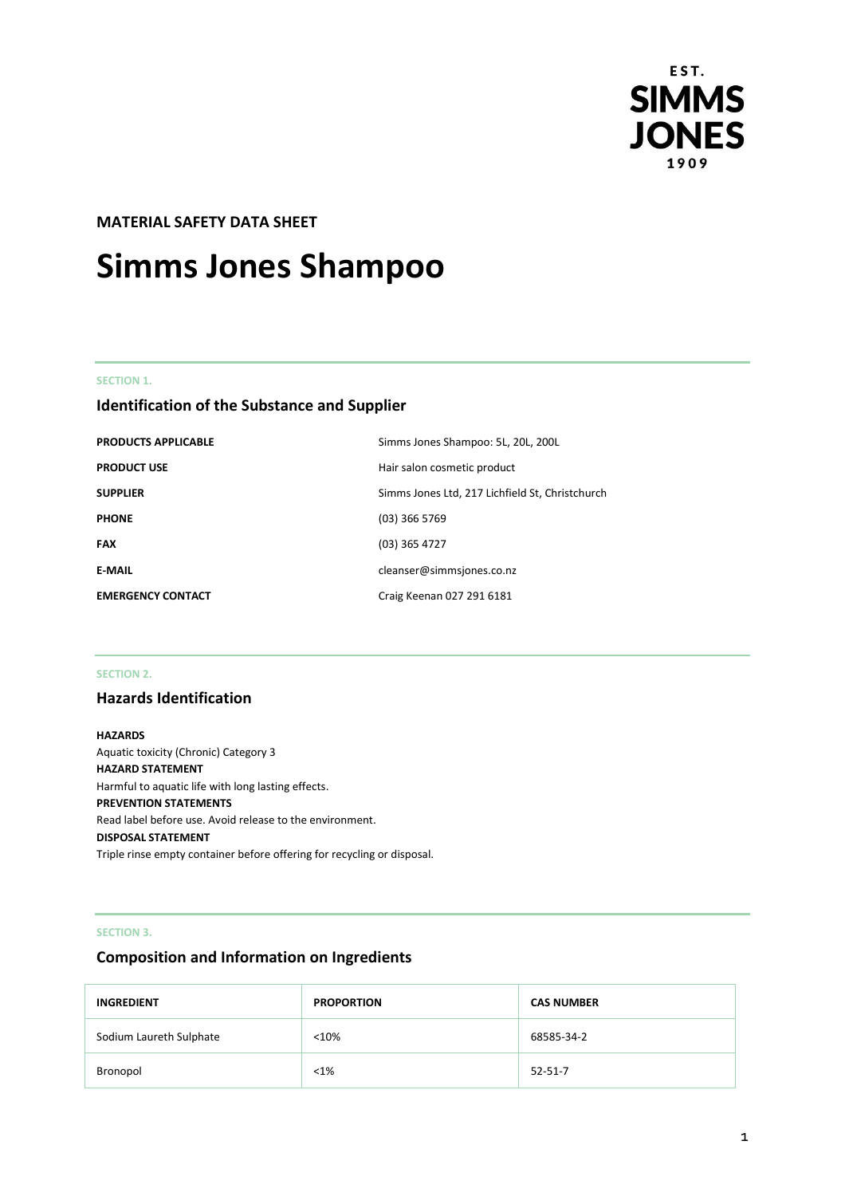EST. SIMMS JONES 1909

**MATERIAL SAFETY DATA SHEET**

# Simms Jones Shampoo

SECTION 1.

## Identification of the Substance and Supplier

| | |
|---|---|
| **PRODUCTS APPLICABLE** | Simms Jones Shampoo: 5L, 20L, 200L |
| **PRODUCT USE** | Hair salon cosmetic product |
| **SUPPLIER** | Simms Jones Ltd, 217 Lichfield St, Christchurch |
| **PHONE** | (03) 366 5769 |
| **FAX** | (03) 365 4727 |
| **E-MAIL** | cleanser@simmsjones.co.nz |
| **EMERGENCY CONTACT** | Craig Keenan 027 291 6181 |

SECTION 2.

## Hazards Identification

**HAZARDS**
Aquatic toxicity (Chronic) Category 3
**HAZARD STATEMENT**
Harmful to aquatic life with long lasting effects.
**PREVENTION STATEMENTS**
Read label before use. Avoid release to the environment.
**DISPOSAL STATEMENT**
Triple rinse empty container before offering for recycling or disposal.

SECTION 3.

## Composition and Information on Ingredients

| INGREDIENT | PROPORTION | CAS NUMBER |
|---|---|---|
| Sodium Laureth Sulphate | <10% | 68585-34-2 |
| Bronopol | <1% | 52-51-7 |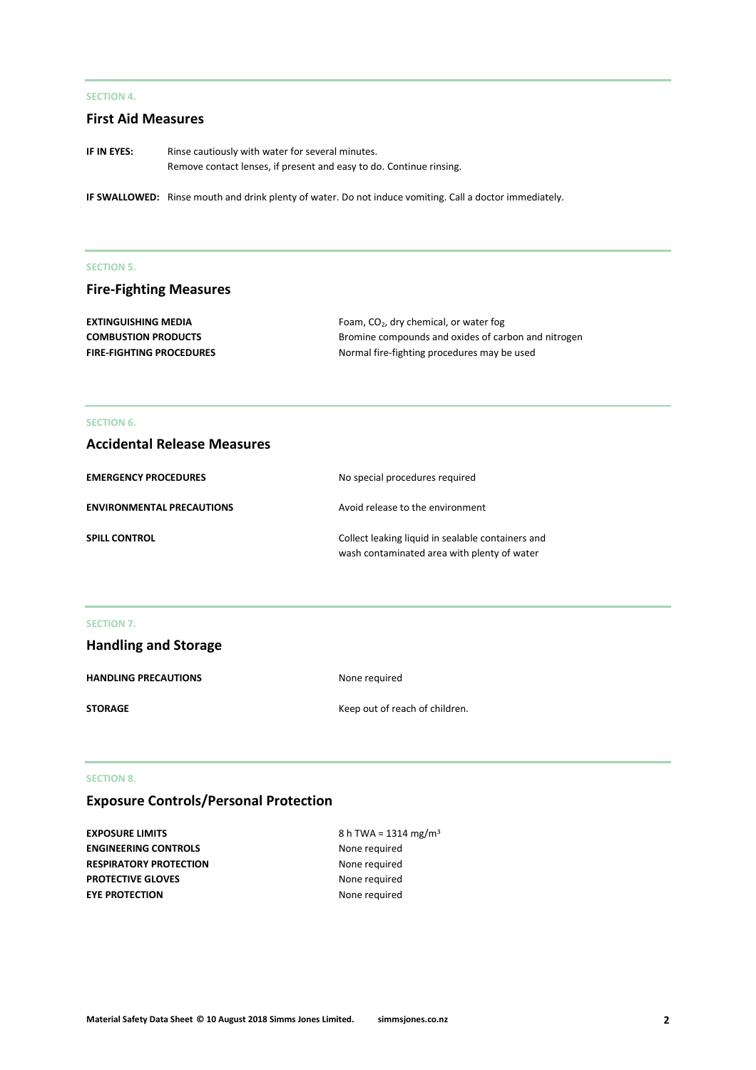SECTION 4.

## First Aid Measures

**IF IN EYES:** Rinse cautiously with water for several minutes.
Remove contact lenses, if present and easy to do. Continue rinsing.

**IF SWALLOWED:** Rinse mouth and drink plenty of water. Do not induce vomiting. Call a doctor immediately.

SECTION 5.

## Fire-Fighting Measures

| | |
|---|---|
| **EXTINGUISHING MEDIA** | Foam, $CO_2$, dry chemical, or water fog |
| **COMBUSTION PRODUCTS** | Bromine compounds and oxides of carbon and nitrogen |
| **FIRE-FIGHTING PROCEDURES** | Normal fire-fighting procedures may be used |

SECTION 6.

## Accidental Release Measures

| | |
|---|---|
| **EMERGENCY PROCEDURES** | No special procedures required |
| **ENVIRONMENTAL PRECAUTIONS** | Avoid release to the environment |
| **SPILL CONTROL** | Collect leaking liquid in sealable containers and wash contaminated area with plenty of water |

SECTION 7.

## Handling and Storage

| | |
|---|---|
| **HANDLING PRECAUTIONS** | None required |
| **STORAGE** | Keep out of reach of children. |

SECTION 8.

## Exposure Controls/Personal Protection

| | |
|---|---|
| **EXPOSURE LIMITS** | 8 h TWA = 1314 $mg/m^3$ |
| **ENGINEERING CONTROLS** | None required |
| **RESPIRATORY PROTECTION** | None required |
| **PROTECTIVE GLOVES** | None required |
| **EYE PROTECTION** | None required |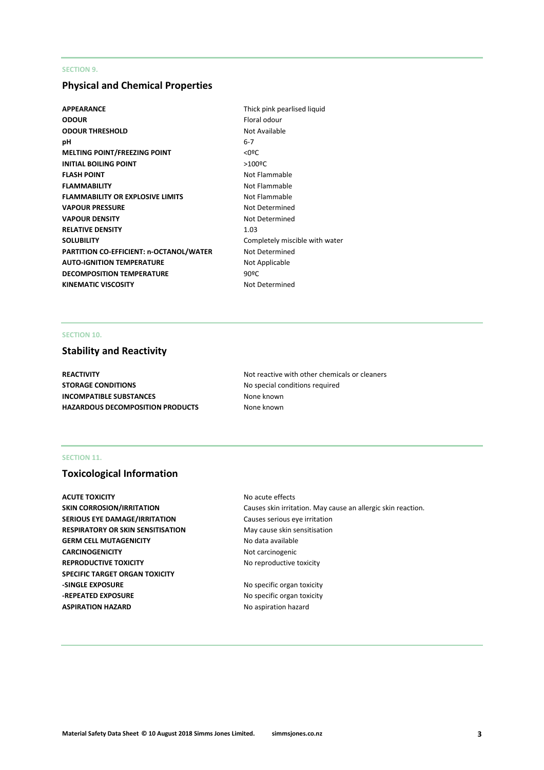SECTION 9.

## Physical and Chemical Properties

| | |
|---|---|
| **APPEARANCE** | Thick pink pearlised liquid |
| **ODOUR** | Floral odour |
| **ODOUR THRESHOLD** | Not Available |
| **pH** | 6-7 |
| **MELTING POINT/FREEZING POINT** | <0ºC |
| **INITIAL BOILING POINT** | >100ºC |
| **FLASH POINT** | Not Flammable |
| **FLAMMABILITY** | Not Flammable |
| **FLAMMABILITY OR EXPLOSIVE LIMITS** | Not Flammable |
| **VAPOUR PRESSURE** | Not Determined |
| **VAPOUR DENSITY** | Not Determined |
| **RELATIVE DENSITY** | 1.03 |
| **SOLUBILITY** | Completely miscible with water |
| **PARTITION CO-EFFICIENT: n-OCTANOL/WATER** | Not Determined |
| **AUTO-IGNITION TEMPERATURE** | Not Applicable |
| **DECOMPOSITION TEMPERATURE** | 90ºC |
| **KINEMATIC VISCOSITY** | Not Determined |

SECTION 10.

## Stability and Reactivity

| | |
|---|---|
| **REACTIVITY** | Not reactive with other chemicals or cleaners |
| **STORAGE CONDITIONS** | No special conditions required |
| **INCOMPATIBLE SUBSTANCES** | None known |
| **HAZARDOUS DECOMPOSITION PRODUCTS** | None known |

SECTION 11.

## Toxicological Information

| | |
|---|---|
| **ACUTE TOXICITY** | No acute effects |
| **SKIN CORROSION/IRRITATION** | Causes skin irritation. May cause an allergic skin reaction. |
| **SERIOUS EYE DAMAGE/IRRITATION** | Causes serious eye irritation |
| **RESPIRATORY OR SKIN SENSITISATION** | May cause skin sensitisation |
| **GERM CELL MUTAGENICITY** | No data available |
| **CARCINOGENICITY** | Not carcinogenic |
| **REPRODUCTIVE TOXICITY** | No reproductive toxicity |
| **SPECIFIC TARGET ORGAN TOXICITY** | |
| **-SINGLE EXPOSURE** | No specific organ toxicity |
| **-REPEATED EXPOSURE** | No specific organ toxicity |
| **ASPIRATION HAZARD** | No aspiration hazard |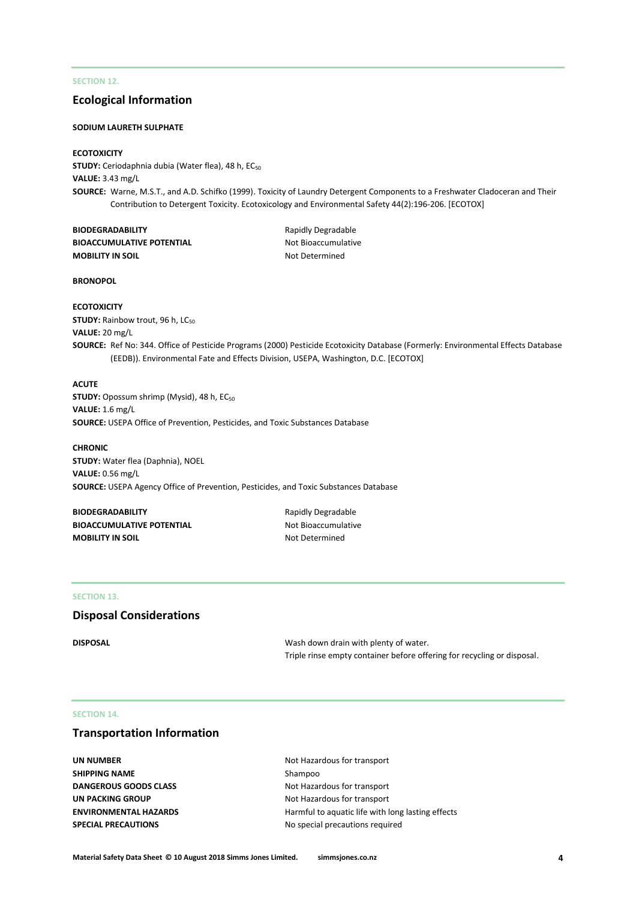SECTION 12.

## Ecological Information

**SODIUM LAURETH SULPHATE**

**ECOTOXICITY**

**STUDY:** Ceriodaphnia dubia (Water flea), 48 h, $EC_{50}$
**VALUE:** 3.43 mg/L
**SOURCE:** Warne, M.S.T., and A.D. Schifko (1999). Toxicity of Laundry Detergent Components to a Freshwater Cladoceran and Their Contribution to Detergent Toxicity. Ecotoxicology and Environmental Safety 44(2):196-206. [ECOTOX]

| | |
|---|---|
| **BIODEGRADABILITY** | Rapidly Degradable |
| **BIOACCUMULATIVE POTENTIAL** | Not Bioaccumulative |
| **MOBILITY IN SOIL** | Not Determined |

**BRONOPOL**

**ECOTOXICITY**

**STUDY:** Rainbow trout, 96 h, $LC_{50}$
**VALUE:** 20 mg/L
**SOURCE:** Ref No: 344. Office of Pesticide Programs (2000) Pesticide Ecotoxicity Database (Formerly: Environmental Effects Database (EEDB)). Environmental Fate and Effects Division, USEPA, Washington, D.C. [ECOTOX]

**ACUTE**

**STUDY:** Opossum shrimp (Mysid), 48 h, $EC_{50}$
**VALUE:** 1.6 mg/L
**SOURCE:** USEPA Office of Prevention, Pesticides, and Toxic Substances Database

**CHRONIC**

**STUDY:** Water flea (Daphnia), NOEL
**VALUE:** 0.56 mg/L
**SOURCE:** USEPA Agency Office of Prevention, Pesticides, and Toxic Substances Database

| | |
|---|---|
| **BIODEGRADABILITY** | Rapidly Degradable |
| **BIOACCUMULATIVE POTENTIAL** | Not Bioaccumulative |
| **MOBILITY IN SOIL** | Not Determined |

SECTION 13.

## Disposal Considerations

| | |
|---|---|
| **DISPOSAL** | Wash down drain with plenty of water.<br>Triple rinse empty container before offering for recycling or disposal. |

SECTION 14.

## Transportation Information

| | |
|---|---|
| **UN NUMBER** | Not Hazardous for transport |
| **SHIPPING NAME** | Shampoo |
| **DANGEROUS GOODS CLASS** | Not Hazardous for transport |
| **UN PACKING GROUP** | Not Hazardous for transport |
| **ENVIRONMENTAL HAZARDS** | Harmful to aquatic life with long lasting effects |
| **SPECIAL PRECAUTIONS** | No special precautions required |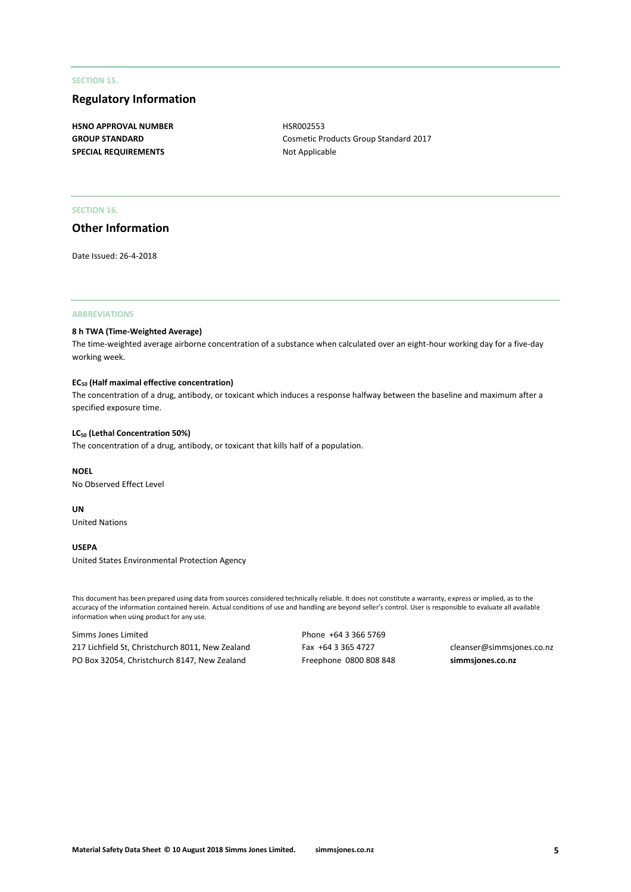SECTION 15.

## Regulatory Information

| | |
|---|---|
| **HSNO APPROVAL NUMBER** | HSR002553 |
| **GROUP STANDARD** | Cosmetic Products Group Standard 2017 |
| **SPECIAL REQUIREMENTS** | Not Applicable |

SECTION 16.

## Other Information

Date Issued: 26-4-2018

### ABBREVIATIONS

**8 h TWA (Time-Weighted Average)**

The time-weighted average airborne concentration of a substance when calculated over an eight-hour working day for a five-day working week.

**$EC_{50}$ (Half maximal effective concentration)**

The concentration of a drug, antibody, or toxicant which induces a response halfway between the baseline and maximum after a specified exposure time.

**$LC_{50}$ (Lethal Concentration 50%)**

The concentration of a drug, antibody, or toxicant that kills half of a population.

**NOEL**

No Observed Effect Level

**UN**

United Nations

**USEPA**

United States Environmental Protection Agency

This document has been prepared using data from sources considered technically reliable. It does not constitute a warranty, express or implied, as to the accuracy of the information contained herein. Actual conditions of use and handling are beyond seller's control. User is responsible to evaluate all available information when using product for any use.

Simms Jones Limited
217 Lichfield St, Christchurch 8011, New Zealand
PO Box 32054, Christchurch 8147, New Zealand

Phone +64 3 366 5769
Fax +64 3 365 4727
Freephone 0800 808 848

cleanser@simmsjones.co.nz
**simmsjones.co.nz**